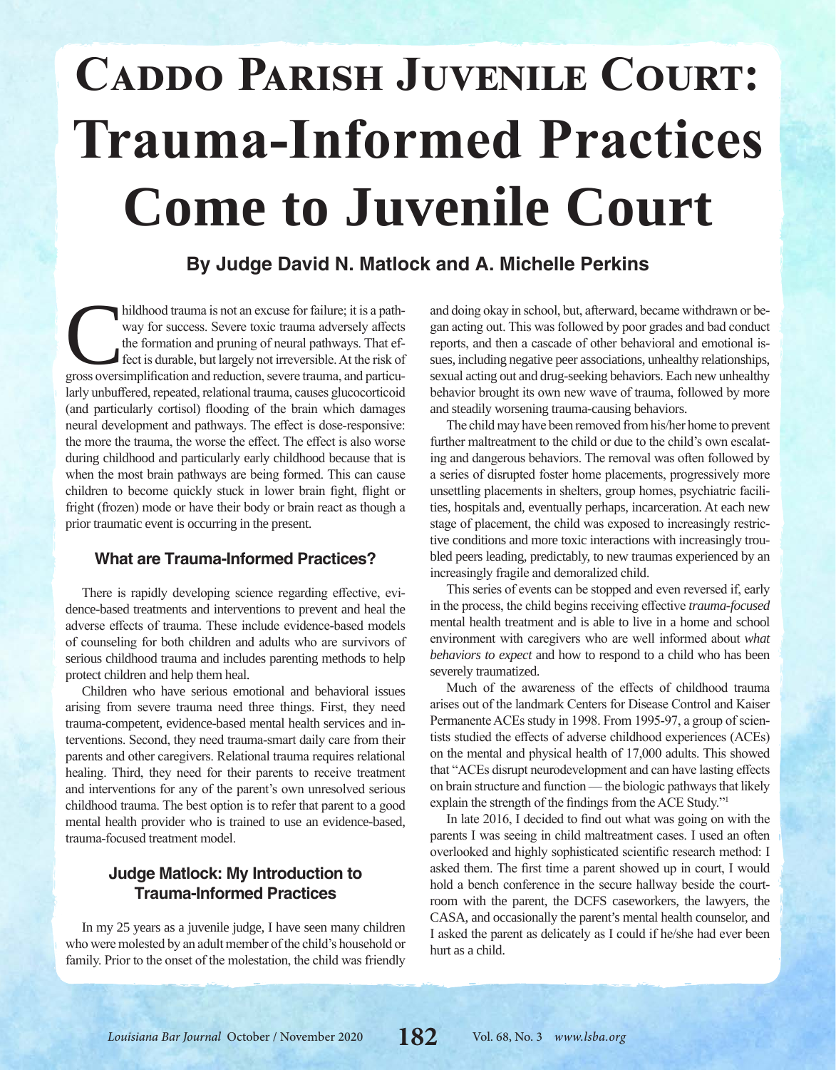# Caddo Parish Juvenile Court: Trauma-Informed Practices Come to Juvenile Court

**By Judge David N. Matlock and A. Michelle Perkins**

Childhood trauma is not an excuse for failure; it is a pathway for success. Severe toxic trauma adversely affects the formation and pruning of neural pathways. That effect is durable, but largely not irreversible. At the risk of gross oversimplification and reduction, severe trauma, and particularly unbuffered, repeated, relational trauma, causes glucocorticoid (and particularly cortisol) flooding of the brain which damages neural development and pathways. The effect is dose-responsive: the more the trauma, the worse the effect. The effect is also worse during childhood and particularly early childhood because that is when the most brain pathways are being formed. This can cause children to become quickly stuck in lower brain fight, flight or fright (frozen) mode or have their body or brain react as though a prior traumatic event is occurring in the present.

### What are Trauma-Informed Practices?

There is rapidly developing science regarding effective, evidence-based treatments and interventions to prevent and heal the adverse effects of trauma. These include evidence-based models of counseling for both children and adults who are survivors of serious childhood trauma and includes parenting methods to help protect children and help them heal.

Children who have serious emotional and behavioral issues arising from severe trauma need three things. First, they need trauma-competent, evidence-based mental health services and interventions. Second, they need trauma-smart daily care from their parents and other caregivers. Relational trauma requires relational healing. Third, they need for their parents to receive treatment and interventions for any of the parent's own unresolved serious childhood trauma. The best option is to refer that parent to a good mental health provider who is trained to use an evidence-based, trauma-focused treatment model.

### Judge Matlock: My Introduction to Trauma-Informed Practices

In my 25 years as a juvenile judge, I have seen many children who were molested by an adult member of the child's household or family. Prior to the onset of the molestation, the child was friendly and doing okay in school, but, afterward, became withdrawn or began acting out. This was followed by poor grades and bad conduct reports, and then a cascade of other behavioral and emotional issues, including negative peer associations, unhealthy relationships, sexual acting out and drug-seeking behaviors. Each new unhealthy behavior brought its own new wave of trauma, followed by more and steadily worsening trauma-causing behaviors.

The child may have been removed from his/her home to prevent further maltreatment to the child or due to the child's own escalating and dangerous behaviors. The removal was often followed by a series of disrupted foster home placements, progressively more unsettling placements in shelters, group homes, psychiatric facilities, hospitals and, eventually perhaps, incarceration. At each new stage of placement, the child was exposed to increasingly restrictive conditions and more toxic interactions with increasingly troubled peers leading, predictably, to new traumas experienced by an increasingly fragile and demoralized child.

This series of events can be stopped and even reversed if, early in the process, the child begins receiving effective *trauma-focused* mental health treatment and is able to live in a home and school environment with caregivers who are well informed about *what behaviors to expect* and how to respond to a child who has been severely traumatized.

Much of the awareness of the effects of childhood trauma arises out of the landmark Centers for Disease Control and Kaiser Permanente ACEs study in 1998. From 1995-97, a group of scientists studied the effects of adverse childhood experiences (ACEs) on the mental and physical health of 17,000 adults. This showed that "ACEs disrupt neurodevelopment and can have lasting effects on brain structure and function — the biologic pathways that likely explain the strength of the findings from the ACE Study."[1]

In late 2016, I decided to find out what was going on with the parents I was seeing in child maltreatment cases. I used an often overlooked and highly sophisticated scientific research method: I asked them. The first time a parent showed up in court, I would hold a bench conference in the secure hallway beside the courtroom with the parent, the DCFS caseworkers, the lawyers, the CASA, and occasionally the parent's mental health counselor, and I asked the parent as delicately as I could if he/she had ever been hurt as a child.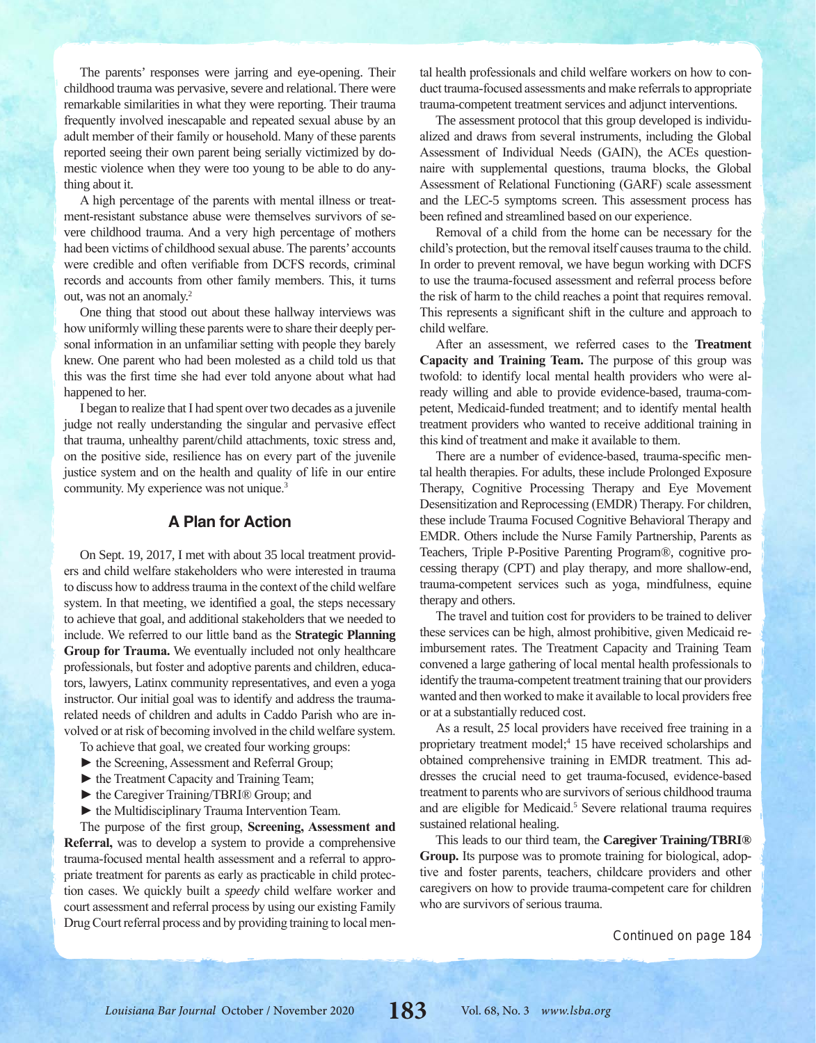The parents' responses were jarring and eye-opening. Their childhood trauma was pervasive, severe and relational. There were remarkable similarities in what they were reporting. Their trauma frequently involved inescapable and repeated sexual abuse by an adult member of their family or household. Many of these parents reported seeing their own parent being serially victimized by domestic violence when they were too young to be able to do anything about it.

A high percentage of the parents with mental illness or treatment-resistant substance abuse were themselves survivors of severe childhood trauma. And a very high percentage of mothers had been victims of childhood sexual abuse. The parents' accounts were credible and often verifiable from DCFS records, criminal records and accounts from other family members. This, it turns out, was not an anomaly.[2]

One thing that stood out about these hallway interviews was how uniformly willing these parents were to share their deeply personal information in an unfamiliar setting with people they barely knew. One parent who had been molested as a child told us that this was the first time she had ever told anyone about what had happened to her.

I began to realize that I had spent over two decades as a juvenile judge not really understanding the singular and pervasive effect that trauma, unhealthy parent/child attachments, toxic stress and, on the positive side, resilience has on every part of the juvenile justice system and on the health and quality of life in our entire community. My experience was not unique.[3]

## A Plan for Action

On Sept. 19, 2017, I met with about 35 local treatment providers and child welfare stakeholders who were interested in trauma to discuss how to address trauma in the context of the child welfare system. In that meeting, we identified a goal, the steps necessary to achieve that goal, and additional stakeholders that we needed to include. We referred to our little band as the **Strategic Planning Group for Trauma.** We eventually included not only healthcare professionals, but foster and adoptive parents and children, educators, lawyers, Latinx community representatives, and even a yoga instructor. Our initial goal was to identify and address the trauma-related needs of children and adults in Caddo Parish who are involved or at risk of becoming involved in the child welfare system.

To achieve that goal, we created four working groups:

- the Screening, Assessment and Referral Group;
- the Treatment Capacity and Training Team;
- the Caregiver Training/TBRI® Group; and
- the Multidisciplinary Trauma Intervention Team.

The purpose of the first group, **Screening, Assessment and Referral,** was to develop a system to provide a comprehensive trauma-focused mental health assessment and a referral to appropriate treatment for parents as early as practicable in child protection cases. We quickly built a *speedy* child welfare worker and court assessment and referral process by using our existing Family Drug Court referral process and by providing training to local mental health professionals and child welfare workers on how to conduct trauma-focused assessments and make referrals to appropriate trauma-competent treatment services and adjunct interventions.

The assessment protocol that this group developed is individualized and draws from several instruments, including the Global Assessment of Individual Needs (GAIN), the ACEs questionnaire with supplemental questions, trauma blocks, the Global Assessment of Relational Functioning (GARF) scale assessment and the LEC-5 symptoms screen. This assessment process has been refined and streamlined based on our experience.

Removal of a child from the home can be necessary for the child's protection, but the removal itself causes trauma to the child. In order to prevent removal, we have begun working with DCFS to use the trauma-focused assessment and referral process before the risk of harm to the child reaches a point that requires removal. This represents a significant shift in the culture and approach to child welfare.

After an assessment, we referred cases to the **Treatment Capacity and Training Team.** The purpose of this group was twofold: to identify local mental health providers who were already willing and able to provide evidence-based, trauma-competent, Medicaid-funded treatment; and to identify mental health treatment providers who wanted to receive additional training in this kind of treatment and make it available to them.

There are a number of evidence-based, trauma-specific mental health therapies. For adults, these include Prolonged Exposure Therapy, Cognitive Processing Therapy and Eye Movement Desensitization and Reprocessing (EMDR) Therapy. For children, these include Trauma Focused Cognitive Behavioral Therapy and EMDR. Others include the Nurse Family Partnership, Parents as Teachers, Triple P-Positive Parenting Program®, cognitive processing therapy (CPT) and play therapy, and more shallow-end, trauma-competent services such as yoga, mindfulness, equine therapy and others.

The travel and tuition cost for providers to be trained to deliver these services can be high, almost prohibitive, given Medicaid reimbursement rates. The Treatment Capacity and Training Team convened a large gathering of local mental health professionals to identify the trauma-competent treatment training that our providers wanted and then worked to make it available to local providers free or at a substantially reduced cost.

As a result, 25 local providers have received free training in a proprietary treatment model;[4] 15 have received scholarships and obtained comprehensive training in EMDR treatment. This addresses the crucial need to get trauma-focused, evidence-based treatment to parents who are survivors of serious childhood trauma and are eligible for Medicaid.[5] Severe relational trauma requires sustained relational healing.

This leads to our third team, the **Caregiver Training/TBRI® Group.** Its purpose was to promote training for biological, adoptive and foster parents, teachers, childcare providers and other caregivers on how to provide trauma-competent care for children who are survivors of serious trauma.

*Continued on page 184*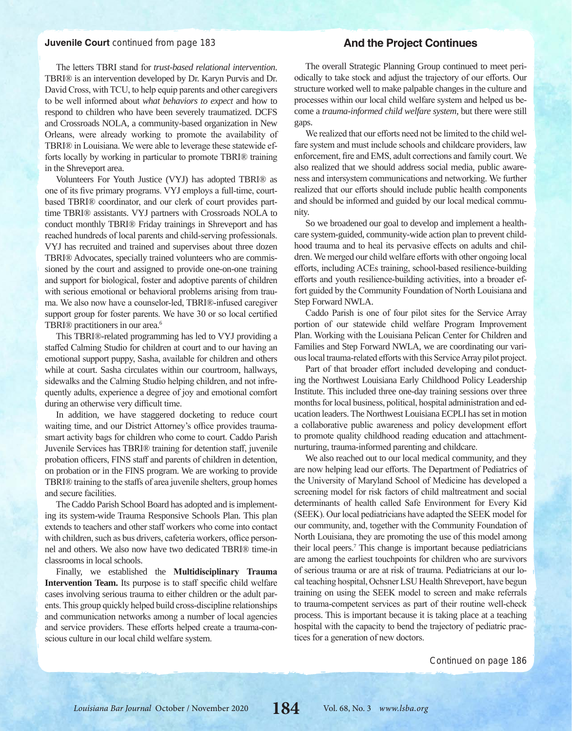**Juvenile Court** continued from page 183

The letters TBRI stand for *trust-based relational intervention*. TBRI® is an intervention developed by Dr. Karyn Purvis and Dr. David Cross, with TCU, to help equip parents and other caregivers to be well informed about *what behaviors to expect* and how to respond to children who have been severely traumatized. DCFS and Crossroads NOLA, a community-based organization in New Orleans, were already working to promote the availability of TBRI® in Louisiana. We were able to leverage these statewide efforts locally by working in particular to promote TBRI® training in the Shreveport area.

Volunteers For Youth Justice (VYJ) has adopted TBRI® as one of its five primary programs. VYJ employs a full-time, court-based TBRI® coordinator, and our clerk of court provides part-time TBRI® assistants. VYJ partners with Crossroads NOLA to conduct monthly TBRI® Friday trainings in Shreveport and has reached hundreds of local parents and child-serving professionals. VYJ has recruited and trained and supervises about three dozen TBRI® Advocates, specially trained volunteers who are commissioned by the court and assigned to provide one-on-one training and support for biological, foster and adoptive parents of children with serious emotional or behavioral problems arising from trauma. We also now have a counselor-led, TBRI®-infused caregiver support group for foster parents. We have 30 or so local certified TBRI® practitioners in our area.[6]

This TBRI®-related programming has led to VYJ providing a staffed Calming Studio for children at court and to our having an emotional support puppy, Sasha, available for children and others while at court. Sasha circulates within our courtroom, hallways, sidewalks and the Calming Studio helping children, and not infrequently adults, experience a degree of joy and emotional comfort during an otherwise very difficult time.

In addition, we have staggered docketing to reduce court waiting time, and our District Attorney's office provides trauma-smart activity bags for children who come to court. Caddo Parish Juvenile Services has TBRI® training for detention staff, juvenile probation officers, FINS staff and parents of children in detention, on probation or in the FINS program. We are working to provide TBRI® training to the staffs of area juvenile shelters, group homes and secure facilities.

The Caddo Parish School Board has adopted and is implementing its system-wide Trauma Responsive Schools Plan. This plan extends to teachers and other staff workers who come into contact with children, such as bus drivers, cafeteria workers, office personnel and others. We also now have two dedicated TBRI® time-in classrooms in local schools.

Finally, we established the **Multidisciplinary Trauma Intervention Team.** Its purpose is to staff specific child welfare cases involving serious trauma to either children or the adult parents. This group quickly helped build cross-discipline relationships and communication networks among a number of local agencies and service providers. These efforts helped create a trauma-conscious culture in our local child welfare system.

## And the Project Continues

The overall Strategic Planning Group continued to meet periodically to take stock and adjust the trajectory of our efforts. Our structure worked well to make palpable changes in the culture and processes within our local child welfare system and helped us become a *trauma-informed child welfare system*, but there were still gaps.

We realized that our efforts need not be limited to the child welfare system and must include schools and childcare providers, law enforcement, fire and EMS, adult corrections and family court. We also realized that we should address social media, public awareness and intersystem communications and networking. We further realized that our efforts should include public health components and should be informed and guided by our local medical community.

So we broadened our goal to develop and implement a healthcare system-guided, community-wide action plan to prevent childhood trauma and to heal its pervasive effects on adults and children. We merged our child welfare efforts with other ongoing local efforts, including ACEs training, school-based resilience-building efforts and youth resilience-building activities, into a broader effort guided by the Community Foundation of North Louisiana and Step Forward NWLA.

Caddo Parish is one of four pilot sites for the Service Array portion of our statewide child welfare Program Improvement Plan. Working with the Louisiana Pelican Center for Children and Families and Step Forward NWLA, we are coordinating our various local trauma-related efforts with this Service Array pilot project.

Part of that broader effort included developing and conducting the Northwest Louisiana Early Childhood Policy Leadership Institute. This included three one-day training sessions over three months for local business, political, hospital administration and education leaders. The Northwest Louisiana ECPLI has set in motion a collaborative public awareness and policy development effort to promote quality childhood reading education and attachment-nurturing, trauma-informed parenting and childcare.

We also reached out to our local medical community, and they are now helping lead our efforts. The Department of Pediatrics of the University of Maryland School of Medicine has developed a screening model for risk factors of child maltreatment and social determinants of health called Safe Environment for Every Kid (SEEK). Our local pediatricians have adapted the SEEK model for our community, and, together with the Community Foundation of North Louisiana, they are promoting the use of this model among their local peers.[7] This change is important because pediatricians are among the earliest touchpoints for children who are survivors of serious trauma or are at risk of trauma. Pediatricians at our local teaching hospital, Ochsner LSU Health Shreveport, have begun training on using the SEEK model to screen and make referrals to trauma-competent services as part of their routine well-check process. This is important because it is taking place at a teaching hospital with the capacity to bend the trajectory of pediatric practices for a generation of new doctors.

Continued on page 186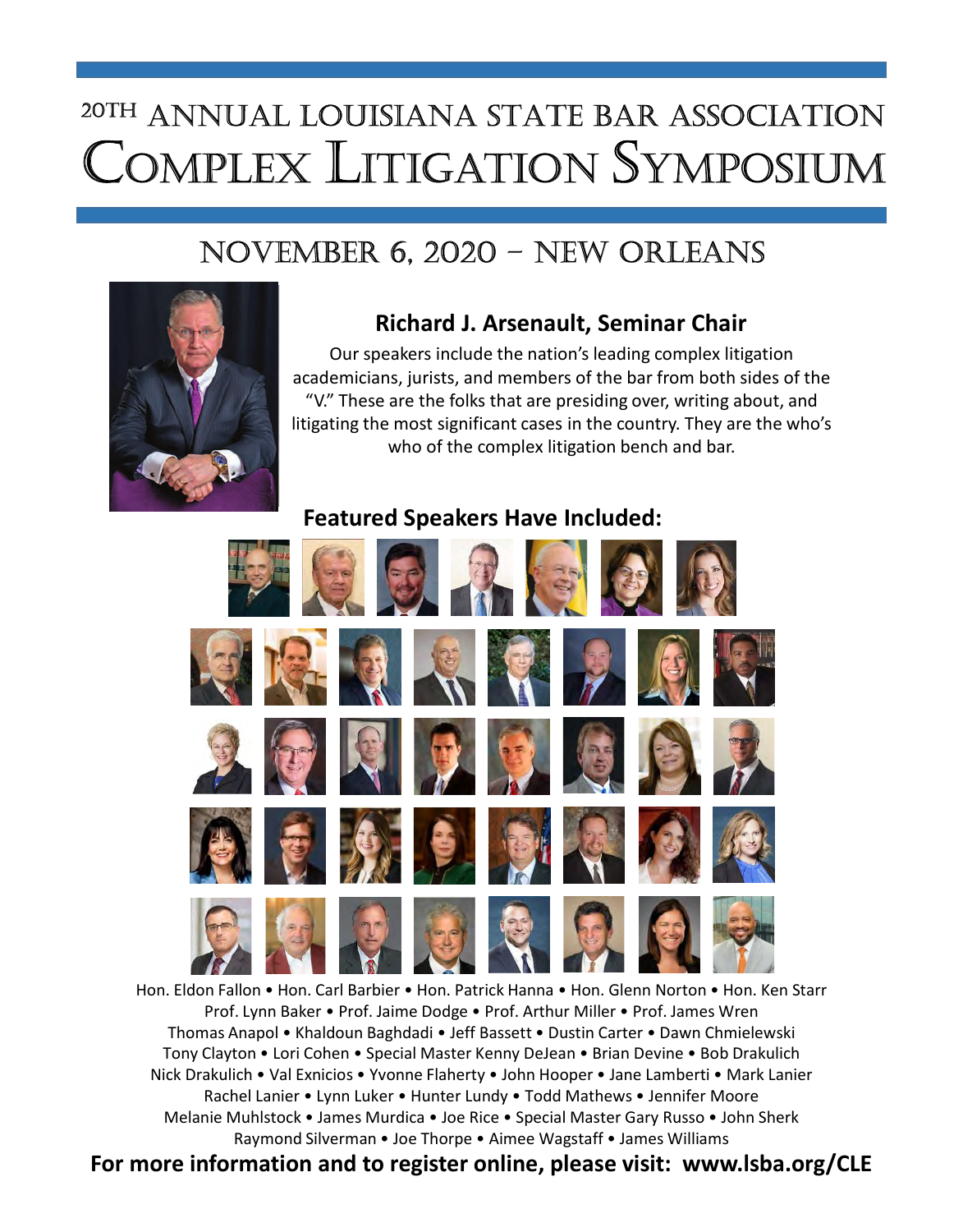# 20TH ANNUAL LOUISIANA STATE BAR ASSOCIATION COMPLEX LITIGATION SYMPOSIUM

## NOVEMBER 6, 2020 – NEW ORLEANS

### Richard J. Arsenault, Seminar Chair

Our speakers include the nation's leading complex litigation academicians, jurists, and members of the bar from both sides of the "V." These are the folks that are presiding over, writing about, and litigating the most significant cases in the country. They are the who's who of the complex litigation bench and bar.

### Featured Speakers Have Included:

Hon. Eldon Fallon • Hon. Carl Barbier • Hon. Patrick Hanna • Hon. Glenn Norton • Hon. Ken Starr
Prof. Lynn Baker • Prof. Jaime Dodge • Prof. Arthur Miller • Prof. James Wren
Thomas Anapol • Khaldoun Baghdadi • Jeff Bassett • Dustin Carter • Dawn Chmielewski
Tony Clayton • Lori Cohen • Special Master Kenny DeJean • Brian Devine • Bob Drakulich
Nick Drakulich • Val Exnicios • Yvonne Flaherty • John Hooper • Jane Lamberti • Mark Lanier
Rachel Lanier • Lynn Luker • Hunter Lundy • Todd Mathews • Jennifer Moore
Melanie Muhlstock • James Murdica • Joe Rice • Special Master Gary Russo • John Sherk
Raymond Silverman • Joe Thorpe • Aimee Wagstaff • James Williams

**For more information and to register online, please visit: www.lsba.org/CLE**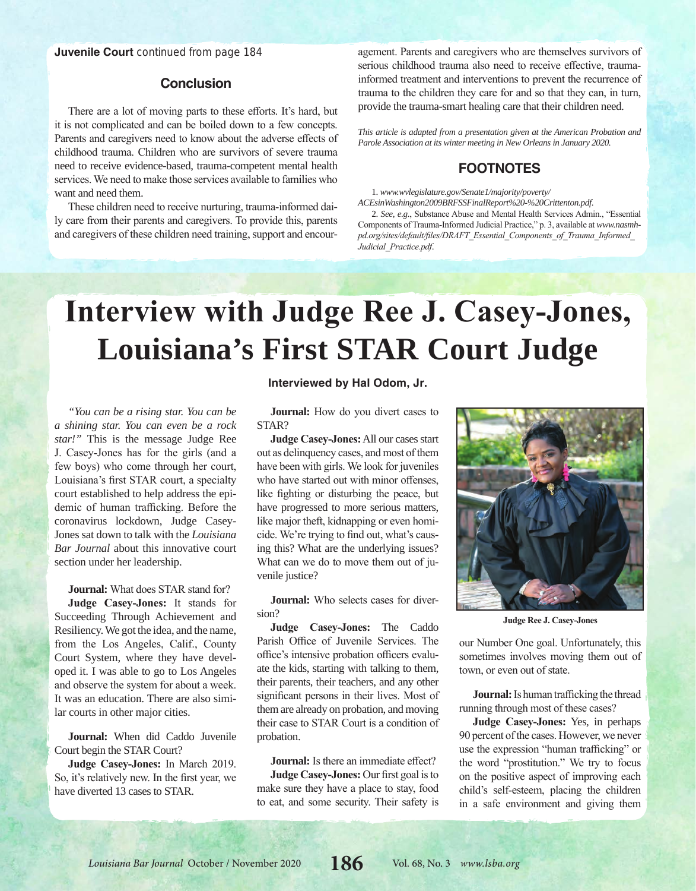**Juvenile Court** continued from page 184

## Conclusion

There are a lot of moving parts to these efforts. It's hard, but it is not complicated and can be boiled down to a few concepts. Parents and caregivers need to know about the adverse effects of childhood trauma. Children who are survivors of severe trauma need to receive evidence-based, trauma-competent mental health services. We need to make those services available to families who want and need them.

These children need to receive nurturing, trauma-informed daily care from their parents and caregivers. To provide this, parents and caregivers of these children need training, support and encouragement. Parents and caregivers who are themselves survivors of serious childhood trauma also need to receive effective, trauma-informed treatment and interventions to prevent the recurrence of trauma to the children they care for and so that they can, in turn, provide the trauma-smart healing care that their children need.

*This article is adapted from a presentation given at the American Probation and Parole Association at its winter meeting in New Orleans in January 2020.*

## FOOTNOTES

1. *www.wvlegislature.gov/Senate1/majority/poverty/ACEsinWashington2009BRFSSFinalReport%20-%20Crittenton.pdf.*

2. *See, e.g.*, Substance Abuse and Mental Health Services Admin., "Essential Components of Trauma-Informed Judicial Practice," p. 3, available at *www.nasmhpd.org/sites/default/files/DRAFT_Essential_Components_of_Trauma_Informed_Judicial_Practice.pdf*.

# Interview with Judge Ree J. Casey-Jones, Louisiana's First STAR Court Judge

**Interviewed by Hal Odom, Jr.**

*"You can be a rising star. You can be a shining star. You can even be a rock star!"* This is the message Judge Ree J. Casey-Jones has for the girls (and a few boys) who come through her court, Louisiana's first STAR court, a specialty court established to help address the epidemic of human trafficking. Before the coronavirus lockdown, Judge Casey-Jones sat down to talk with the *Louisiana Bar Journal* about this innovative court section under her leadership.

**Journal:** What does STAR stand for?

**Judge Casey-Jones:** It stands for Succeeding Through Achievement and Resiliency. We got the idea, and the name, from the Los Angeles, Calif., County Court System, where they have developed it. I was able to go to Los Angeles and observe the system for about a week. It was an education. There are also similar courts in other major cities.

**Journal:** When did Caddo Juvenile Court begin the STAR Court?

**Judge Casey-Jones:** In March 2019. So, it's relatively new. In the first year, we have diverted 13 cases to STAR.

**Journal:** How do you divert cases to STAR?

**Judge Casey-Jones:** All our cases start out as delinquency cases, and most of them have been with girls. We look for juveniles who have started out with minor offenses, like fighting or disturbing the peace, but have progressed to more serious matters, like major theft, kidnapping or even homicide. We're trying to find out, what's causing this? What are the underlying issues? What can we do to move them out of juvenile justice?

**Journal:** Who selects cases for diversion?

**Judge Casey-Jones:** The Caddo Parish Office of Juvenile Services. The office's intensive probation officers evaluate the kids, starting with talking to them, their parents, their teachers, and any other significant persons in their lives. Most of them are already on probation, and moving their case to STAR Court is a condition of probation.

**Journal:** Is there an immediate effect?

**Judge Casey-Jones:** Our first goal is to make sure they have a place to stay, food to eat, and some security. Their safety is our Number One goal. Unfortunately, this sometimes involves moving them out of town, or even out of state.

Judge Ree J. Casey-Jones

**Journal:** Is human trafficking the thread running through most of these cases?

**Judge Casey-Jones:** Yes, in perhaps 90 percent of the cases. However, we never use the expression "human trafficking" or the word "prostitution." We try to focus on the positive aspect of improving each child's self-esteem, placing the children in a safe environment and giving them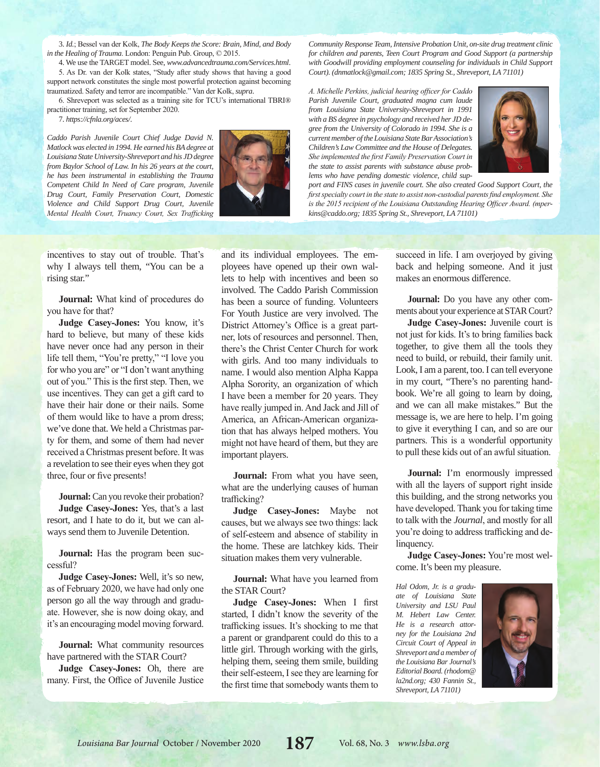3. *Id.*; Bessel van der Kolk, *The Body Keeps the Score: Brain, Mind, and Body in the Healing of Trauma*. London: Penguin Pub. Group, © 2015.

4. We use the TARGET model. See, *www.advancedtrauma.com/Services.html*.

5. As Dr. van der Kolk states, "Study after study shows that having a good support network constitutes the single most powerful protection against becoming traumatized. Safety and terror are incompatible." Van der Kolk, *supra*.

6. Shreveport was selected as a training site for TCU's international TBRI® practitioner training, set for September 2020.

7. *https://cfnla.org/aces/*.

*Caddo Parish Juvenile Court Chief Judge David N. Matlock was elected in 1994. He earned his BA degree at Louisiana State University-Shreveport and his JD degree from Baylor School of Law. In his 26 years at the court, he has been instrumental in establishing the Trauma Competent Child In Need of Care program, Juvenile Drug Court, Family Preservation Court, Domestic Violence and Child Support Drug Court, Juvenile Mental Health Court, Truancy Court, Sex Trafficking Community Response Team, Intensive Probation Unit, on-site drug treatment clinic for children and parents, Teen Court Program and Good Support (a partnership with Goodwill providing employment counseling for individuals in Child Support Court). (dnmatlock@gmail.com; 1835 Spring St., Shreveport, LA 71101)*

*A. Michelle Perkins, judicial hearing officer for Caddo Parish Juvenile Court, graduated magna cum laude from Louisiana State University-Shreveport in 1991 with a BS degree in psychology and received her JD degree from the University of Colorado in 1994. She is a current member of the Louisiana State Bar Association's Children's Law Committee and the House of Delegates. She implemented the first Family Preservation Court in the state to assist parents with substance abuse problems who have pending domestic violence, child support and FINS cases in juvenile court. She also created Good Support Court, the first specialty court in the state to assist non-custodial parents find employment. She is the 2015 recipient of the Louisiana Outstanding Hearing Officer Award. (mperkins@caddo.org; 1835 Spring St., Shreveport, LA 71101)*

incentives to stay out of trouble. That's why I always tell them, "You can be a rising star."

**Journal:** What kind of procedures do you have for that?

**Judge Casey-Jones:** You know, it's hard to believe, but many of these kids have never once had any person in their life tell them, "You're pretty," "I love you for who you are" or "I don't want anything out of you." This is the first step. Then, we use incentives. They can get a gift card to have their hair done or their nails. Some of them would like to have a prom dress; we've done that. We held a Christmas party for them, and some of them had never received a Christmas present before. It was a revelation to see their eyes when they got three, four or five presents!

**Journal:** Can you revoke their probation?

**Judge Casey-Jones:** Yes, that's a last resort, and I hate to do it, but we can always send them to Juvenile Detention.

**Journal:** Has the program been successful?

**Judge Casey-Jones:** Well, it's so new, as of February 2020, we have had only one person go all the way through and graduate. However, she is now doing okay, and it's an encouraging model moving forward.

**Journal:** What community resources have partnered with the STAR Court?

**Judge Casey-Jones:** Oh, there are many. First, the Office of Juvenile Justice and its individual employees. The employees have opened up their own wallets to help with incentives and been so involved. The Caddo Parish Commission has been a source of funding. Volunteers For Youth Justice are very involved. The District Attorney's Office is a great partner, lots of resources and personnel. Then, there's the Christ Center Church for work with girls. And too many individuals to name. I would also mention Alpha Kappa Alpha Sorority, an organization of which I have been a member for 20 years. They have really jumped in. And Jack and Jill of America, an African-American organization that has always helped mothers. You might not have heard of them, but they are important players.

**Journal:** From what you have seen, what are the underlying causes of human trafficking?

**Judge Casey-Jones:** Maybe not causes, but we always see two things: lack of self-esteem and absence of stability in the home. These are latchkey kids. Their situation makes them very vulnerable.

**Journal:** What have you learned from the STAR Court?

**Judge Casey-Jones:** When I first started, I didn't know the severity of the trafficking issues. It's shocking to me that a parent or grandparent could do this to a little girl. Through working with the girls, helping them, seeing them smile, building their self-esteem, I see they are learning for the first time that somebody wants them to succeed in life. I am overjoyed by giving back and helping someone. And it just makes an enormous difference.

**Journal:** Do you have any other comments about your experience at STAR Court?

**Judge Casey-Jones:** Juvenile court is not just for kids. It's to bring families back together, to give them all the tools they need to build, or rebuild, their family unit. Look, I am a parent, too. I can tell everyone in my court, "There's no parenting handbook. We're all going to learn by doing, and we can all make mistakes." But the message is, we are here to help. I'm going to give it everything I can, and so are our partners. This is a wonderful opportunity to pull these kids out of an awful situation.

**Journal:** I'm enormously impressed with all the layers of support right inside this building, and the strong networks you have developed. Thank you for taking time to talk with the *Journal*, and mostly for all you're doing to address trafficking and delinquency.

**Judge Casey-Jones:** You're most welcome. It's been my pleasure.

*Hal Odom, Jr. is a graduate of Louisiana State University and LSU Paul M. Hebert Law Center. He is a research attorney for the Louisiana 2nd Circuit Court of Appeal in Shreveport and a member of the Louisiana Bar Journal's Editorial Board. (rhodom@la2nd.org; 430 Fannin St., Shreveport, LA 71101)*